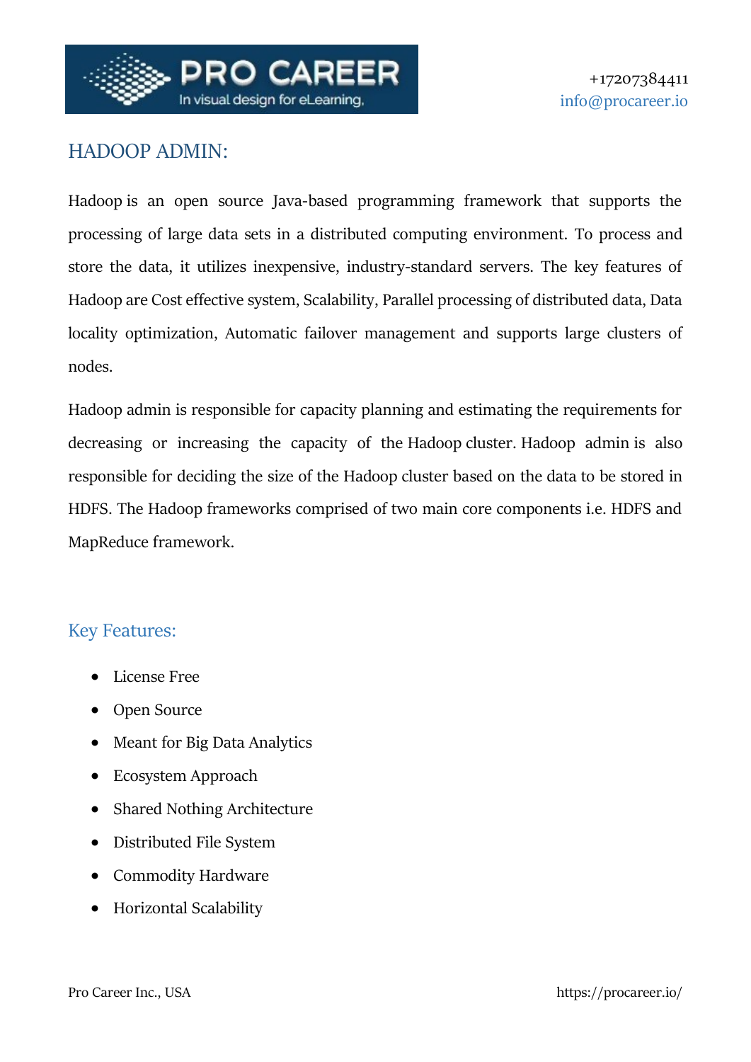+17207384411
info@procareer.io

# HADOOP ADMIN:

Hadoop is an open source Java-based programming framework that supports the processing of large data sets in a distributed computing environment. To process and store the data, it utilizes inexpensive, industry-standard servers. The key features of Hadoop are Cost effective system, Scalability, Parallel processing of distributed data, Data locality optimization, Automatic failover management and supports large clusters of nodes.

Hadoop admin is responsible for capacity planning and estimating the requirements for decreasing or increasing the capacity of the Hadoop cluster. Hadoop admin is also responsible for deciding the size of the Hadoop cluster based on the data to be stored in HDFS. The Hadoop frameworks comprised of two main core components i.e. HDFS and MapReduce framework.

## Key Features:

- License Free
- Open Source
- Meant for Big Data Analytics
- Ecosystem Approach
- Shared Nothing Architecture
- Distributed File System
- Commodity Hardware
- Horizontal Scalability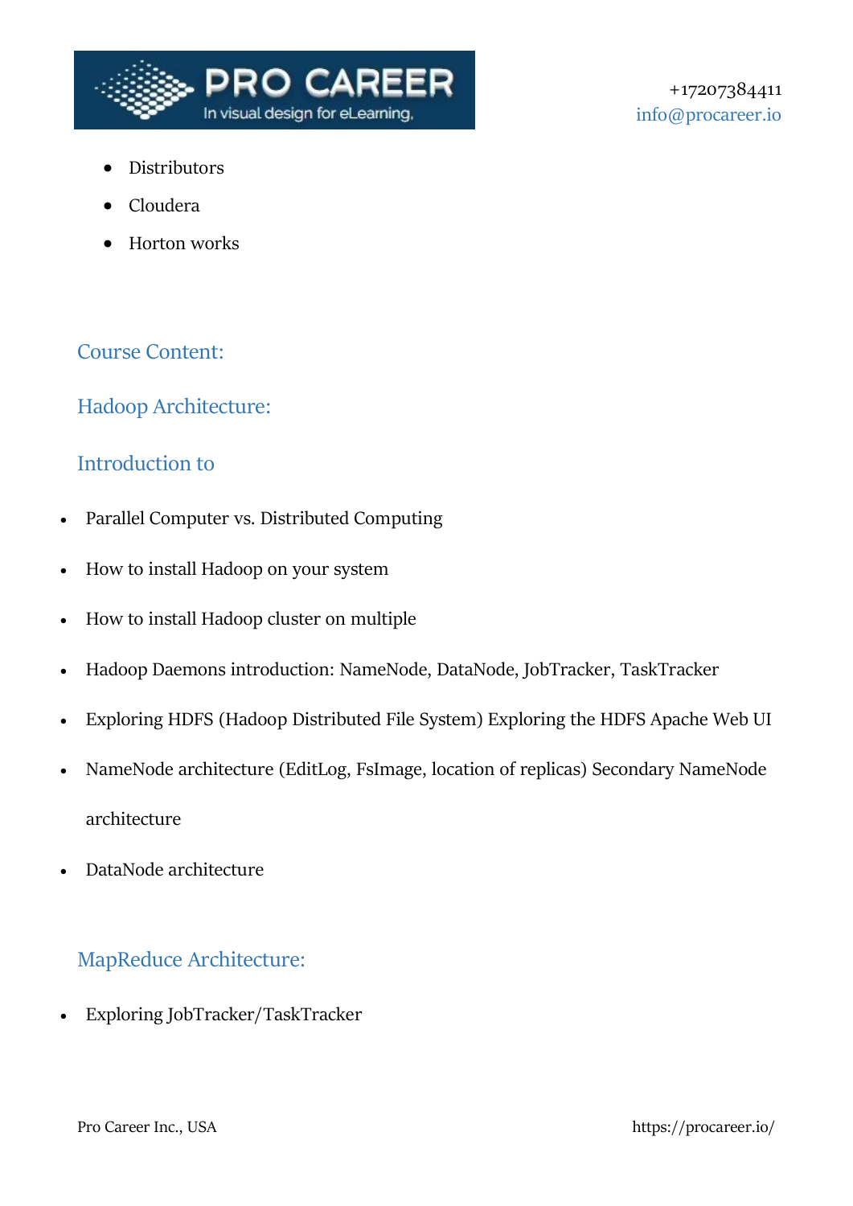- Distributors
- Cloudera
- Horton works

## Course Content:

## Hadoop Architecture:

### Introduction to

- Parallel Computer vs. Distributed Computing
- How to install Hadoop on your system
- How to install Hadoop cluster on multiple
- Hadoop Daemons introduction: NameNode, DataNode, JobTracker, TaskTracker
- Exploring HDFS (Hadoop Distributed File System) Exploring the HDFS Apache Web UI
- NameNode architecture (EditLog, FsImage, location of replicas) Secondary NameNode architecture
- DataNode architecture

## MapReduce Architecture:

- Exploring JobTracker/TaskTracker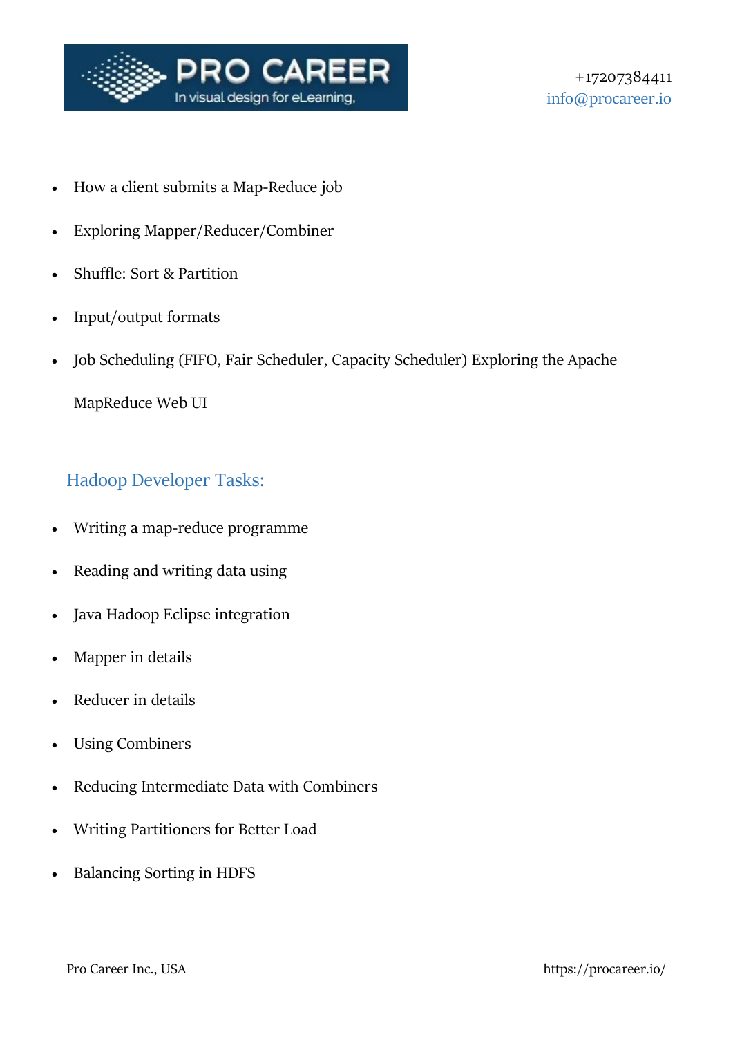- How a client submits a Map-Reduce job
- Exploring Mapper/Reducer/Combiner
- Shuffle: Sort & Partition
- Input/output formats
- Job Scheduling (FIFO, Fair Scheduler, Capacity Scheduler) Exploring the Apache MapReduce Web UI

## Hadoop Developer Tasks:

- Writing a map-reduce programme
- Reading and writing data using
- Java Hadoop Eclipse integration
- Mapper in details
- Reducer in details
- Using Combiners
- Reducing Intermediate Data with Combiners
- Writing Partitioners for Better Load
- Balancing Sorting in HDFS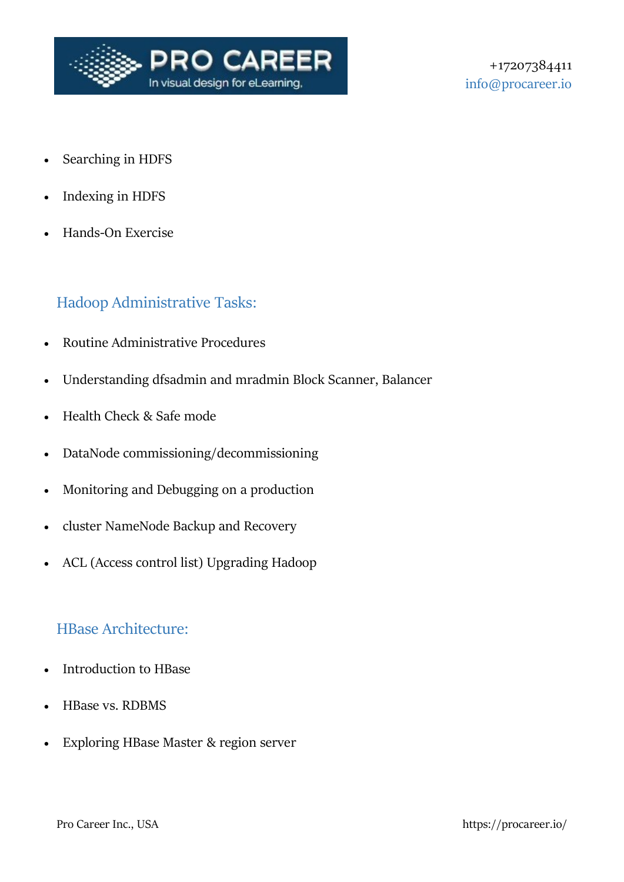- Searching in HDFS
- Indexing in HDFS
- Hands-On Exercise

## Hadoop Administrative Tasks:

- Routine Administrative Procedures
- Understanding dfsadmin and mradmin Block Scanner, Balancer
- Health Check & Safe mode
- DataNode commissioning/decommissioning
- Monitoring and Debugging on a production
- cluster NameNode Backup and Recovery
- ACL (Access control list) Upgrading Hadoop

## HBase Architecture:

- Introduction to HBase
- HBase vs. RDBMS
- Exploring HBase Master & region server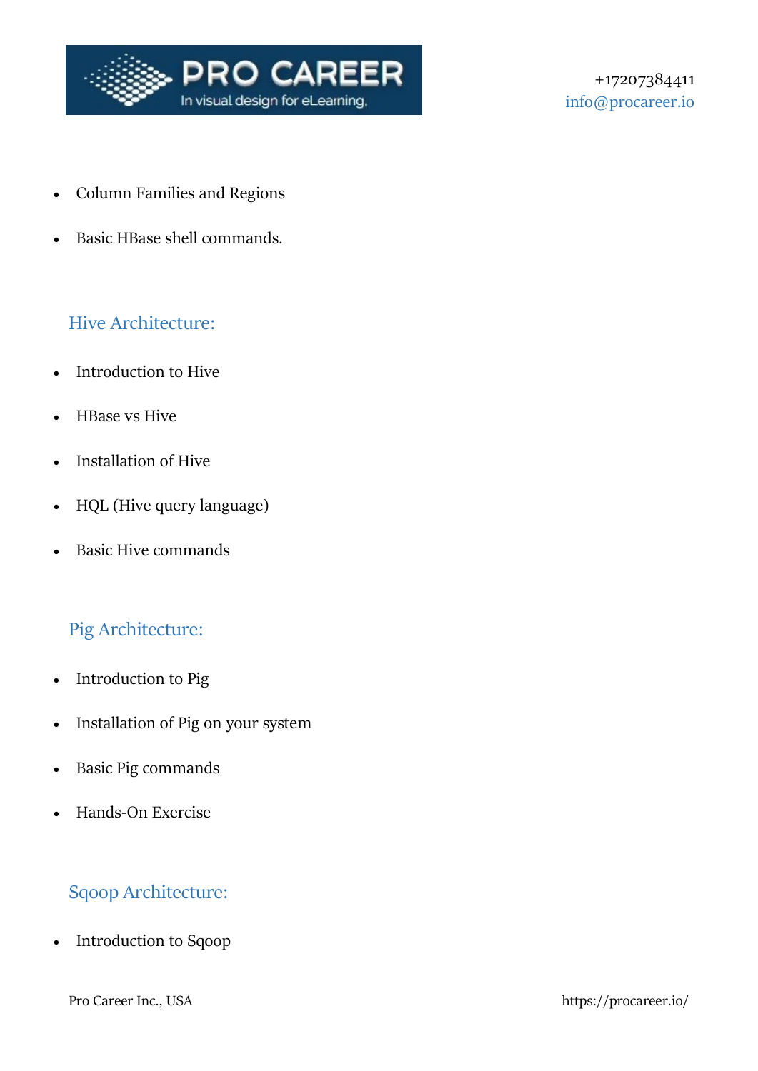- Column Families and Regions
- Basic HBase shell commands.

## Hive Architecture:

- Introduction to Hive
- HBase vs Hive
- Installation of Hive
- HQL (Hive query language)
- Basic Hive commands

## Pig Architecture:

- Introduction to Pig
- Installation of Pig on your system
- Basic Pig commands
- Hands-On Exercise

## Sqoop Architecture:

- Introduction to Sqoop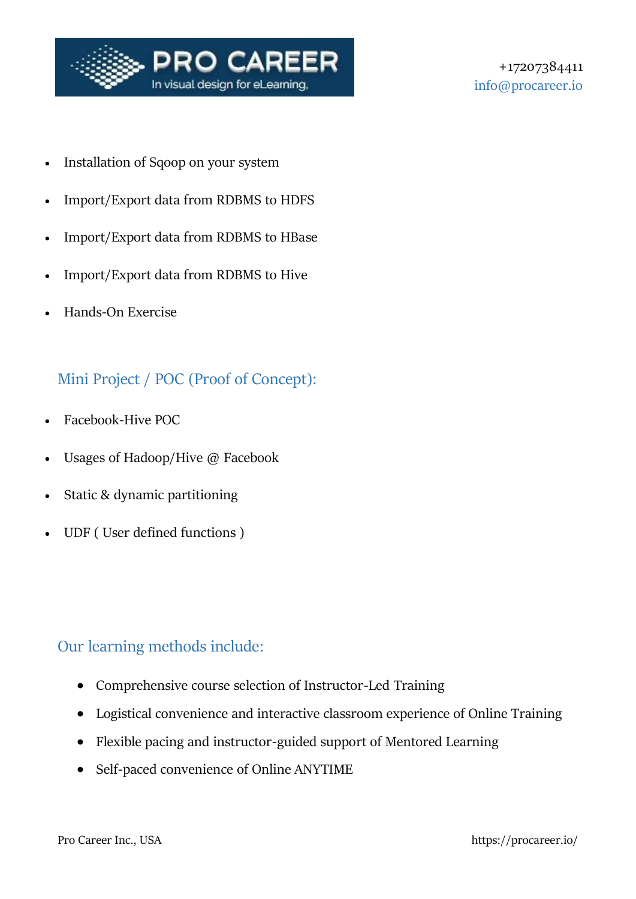- Installation of Sqoop on your system
- Import/Export data from RDBMS to HDFS
- Import/Export data from RDBMS to HBase
- Import/Export data from RDBMS to Hive
- Hands-On Exercise

## Mini Project / POC (Proof of Concept):

- Facebook-Hive POC
- Usages of Hadoop/Hive @ Facebook
- Static & dynamic partitioning
- UDF ( User defined functions )

## Our learning methods include:

- Comprehensive course selection of Instructor-Led Training
- Logistical convenience and interactive classroom experience of Online Training
- Flexible pacing and instructor-guided support of Mentored Learning
- Self-paced convenience of Online ANYTIME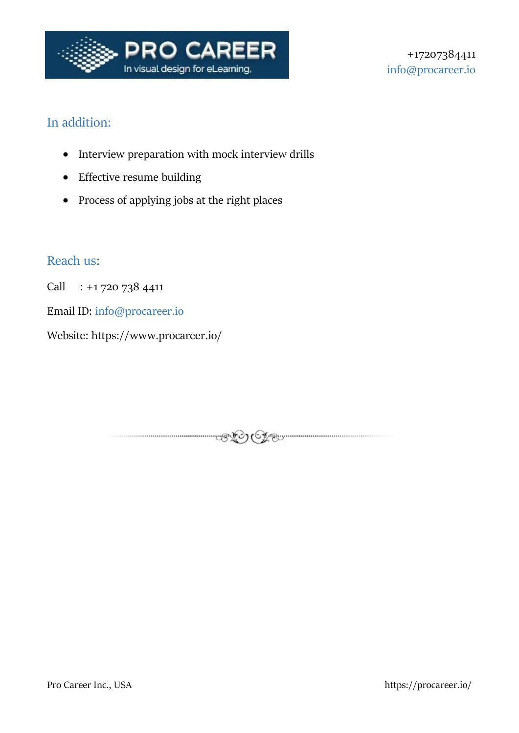## In addition:

- Interview preparation with mock interview drills
- Effective resume building
- Process of applying jobs at the right places

## Reach us:

Call : +1 720 738 4411

Email ID: info@procareer.io

Website: https://www.procareer.io/